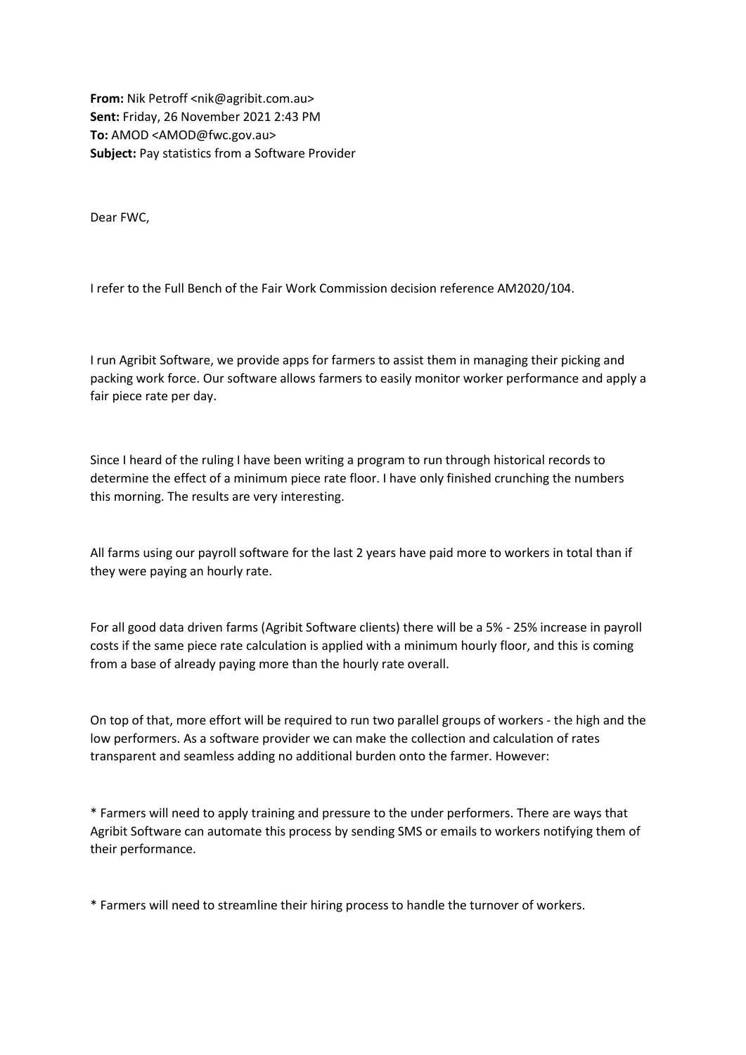**From:** Nik Petroff <nik@agribit.com.au>
**Sent:** Friday, 26 November 2021 2:43 PM
**To:** AMOD <AMOD@fwc.gov.au>
**Subject:** Pay statistics from a Software Provider

Dear FWC,

I refer to the Full Bench of the Fair Work Commission decision reference AM2020/104.

I run Agribit Software, we provide apps for farmers to assist them in managing their picking and packing work force. Our software allows farmers to easily monitor worker performance and apply a fair piece rate per day.

Since I heard of the ruling I have been writing a program to run through historical records to determine the effect of a minimum piece rate floor. I have only finished crunching the numbers this morning. The results are very interesting.

All farms using our payroll software for the last 2 years have paid more to workers in total than if they were paying an hourly rate.

For all good data driven farms (Agribit Software clients) there will be a 5% - 25% increase in payroll costs if the same piece rate calculation is applied with a minimum hourly floor, and this is coming from a base of already paying more than the hourly rate overall.

On top of that, more effort will be required to run two parallel groups of workers - the high and the low performers. As a software provider we can make the collection and calculation of rates transparent and seamless adding no additional burden onto the farmer. However:

* Farmers will need to apply training and pressure to the under performers. There are ways that Agribit Software can automate this process by sending SMS or emails to workers notifying them of their performance.

* Farmers will need to streamline their hiring process to handle the turnover of workers.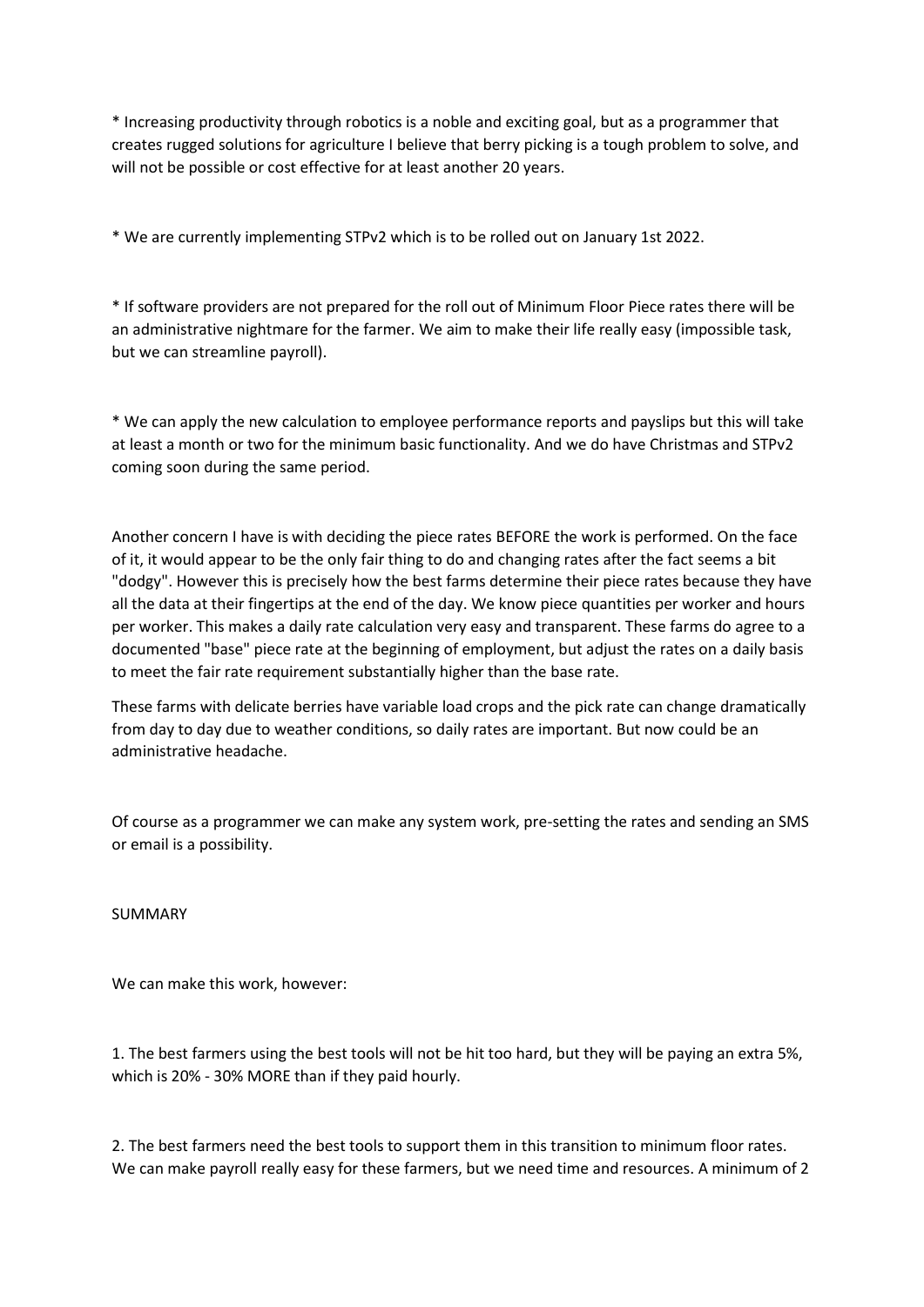* Increasing productivity through robotics is a noble and exciting goal, but as a programmer that creates rugged solutions for agriculture I believe that berry picking is a tough problem to solve, and will not be possible or cost effective for at least another 20 years.

* We are currently implementing STPv2 which is to be rolled out on January 1st 2022.

* If software providers are not prepared for the roll out of Minimum Floor Piece rates there will be an administrative nightmare for the farmer. We aim to make their life really easy (impossible task, but we can streamline payroll).

* We can apply the new calculation to employee performance reports and payslips but this will take at least a month or two for the minimum basic functionality. And we do have Christmas and STPv2 coming soon during the same period.

Another concern I have is with deciding the piece rates BEFORE the work is performed. On the face of it, it would appear to be the only fair thing to do and changing rates after the fact seems a bit "dodgy". However this is precisely how the best farms determine their piece rates because they have all the data at their fingertips at the end of the day. We know piece quantities per worker and hours per worker. This makes a daily rate calculation very easy and transparent. These farms do agree to a documented "base" piece rate at the beginning of employment, but adjust the rates on a daily basis to meet the fair rate requirement substantially higher than the base rate.

These farms with delicate berries have variable load crops and the pick rate can change dramatically from day to day due to weather conditions, so daily rates are important. But now could be an administrative headache.

Of course as a programmer we can make any system work, pre-setting the rates and sending an SMS or email is a possibility.

SUMMARY

We can make this work, however:

1. The best farmers using the best tools will not be hit too hard, but they will be paying an extra 5%, which is 20% - 30% MORE than if they paid hourly.

2. The best farmers need the best tools to support them in this transition to minimum floor rates. We can make payroll really easy for these farmers, but we need time and resources. A minimum of 2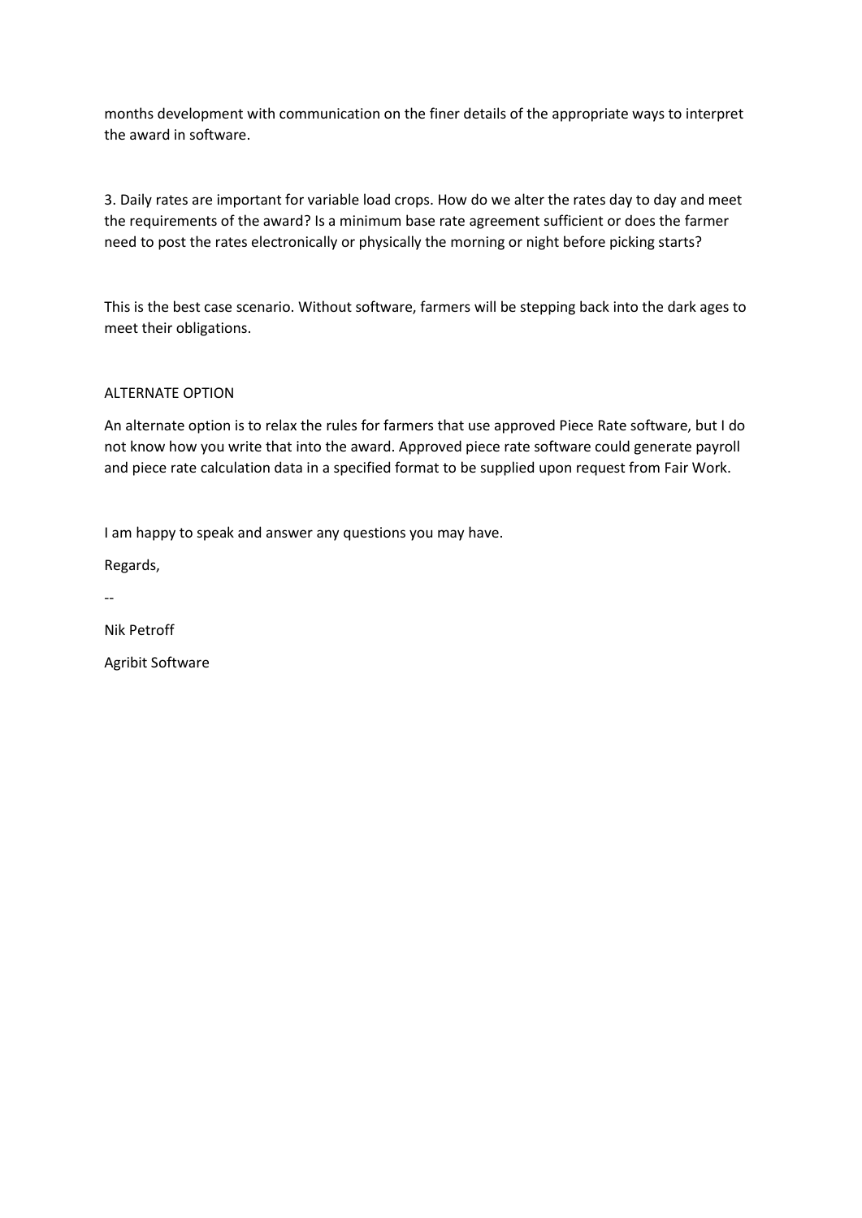months development with communication on the finer details of the appropriate ways to interpret the award in software.

3. Daily rates are important for variable load crops. How do we alter the rates day to day and meet the requirements of the award? Is a minimum base rate agreement sufficient or does the farmer need to post the rates electronically or physically the morning or night before picking starts?

This is the best case scenario. Without software, farmers will be stepping back into the dark ages to meet their obligations.

ALTERNATE OPTION

An alternate option is to relax the rules for farmers that use approved Piece Rate software, but I do not know how you write that into the award. Approved piece rate software could generate payroll and piece rate calculation data in a specified format to be supplied upon request from Fair Work.

I am happy to speak and answer any questions you may have.

Regards,

--

Nik Petroff

Agribit Software